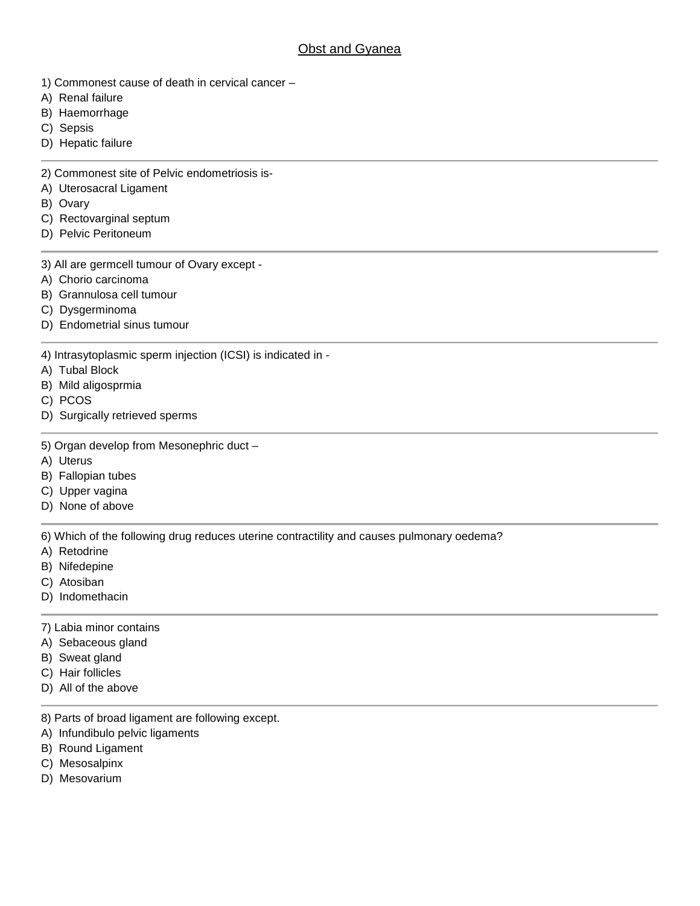# Obst and Gyanea

1) Commonest cause of death in cervical cancer –

A) Renal failure
B) Haemorrhage
C) Sepsis
D) Hepatic failure

---

2) Commonest site of Pelvic endometriosis is-

A) Uterosacral Ligament
B) Ovary
C) Rectovarginal septum
D) Pelvic Peritoneum

---

3) All are germcell tumour of Ovary except -

A) Chorio carcinoma
B) Grannulosa cell tumour
C) Dysgerminoma
D) Endometrial sinus tumour

---

4) Intrasytoplasmic sperm injection (ICSI) is indicated in -

A) Tubal Block
B) Mild aligosprmia
C) PCOS
D) Surgically retrieved sperms

---

5) Organ develop from Mesonephric duct –

A) Uterus
B) Fallopian tubes
C) Upper vagina
D) None of above

---

6) Which of the following drug reduces uterine contractility and causes pulmonary oedema?

A) Retodrine
B) Nifedepine
C) Atosiban
D) Indomethacin

---

7) Labia minor contains

A) Sebaceous gland
B) Sweat gland
C) Hair follicles
D) All of the above

---

8) Parts of broad ligament are following except.

A) Infundibulo pelvic ligaments
B) Round Ligament
C) Mesosalpinx
D) Mesovarium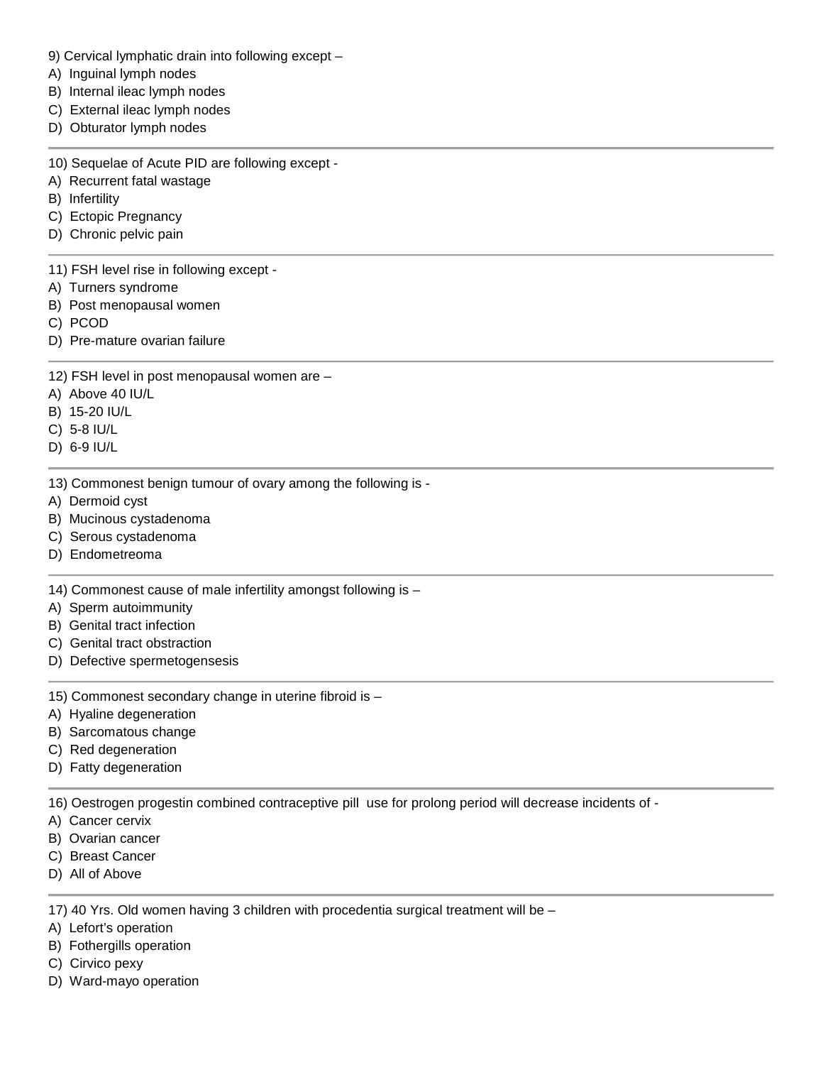9) Cervical lymphatic drain into following except –
A) Inguinal lymph nodes
B) Internal ileac lymph nodes
C) External ileac lymph nodes
D) Obturator lymph nodes

---

10) Sequelae of Acute PID are following except -
A) Recurrent fatal wastage
B) Infertility
C) Ectopic Pregnancy
D) Chronic pelvic pain

---

11) FSH level rise in following except -
A) Turners syndrome
B) Post menopausal women
C) PCOD
D) Pre-mature ovarian failure

---

12) FSH level in post menopausal women are –
A) Above 40 IU/L
B) 15-20 IU/L
C) 5-8 IU/L
D) 6-9 IU/L

---

13) Commonest benign tumour of ovary among the following is -
A) Dermoid cyst
B) Mucinous cystadenoma
C) Serous cystadenoma
D) Endometreoma

---

14) Commonest cause of male infertility amongst following is –
A) Sperm autoimmunity
B) Genital tract infection
C) Genital tract obstraction
D) Defective spermetogensesis

---

15) Commonest secondary change in uterine fibroid is –
A) Hyaline degeneration
B) Sarcomatous change
C) Red degeneration
D) Fatty degeneration

---

16) Oestrogen progestin combined contraceptive pill use for prolong period will decrease incidents of -
A) Cancer cervix
B) Ovarian cancer
C) Breast Cancer
D) All of Above

---

17) 40 Yrs. Old women having 3 children with procedentia surgical treatment will be –
A) Lefort's operation
B) Fothergills operation
C) Cirvico pexy
D) Ward-mayo operation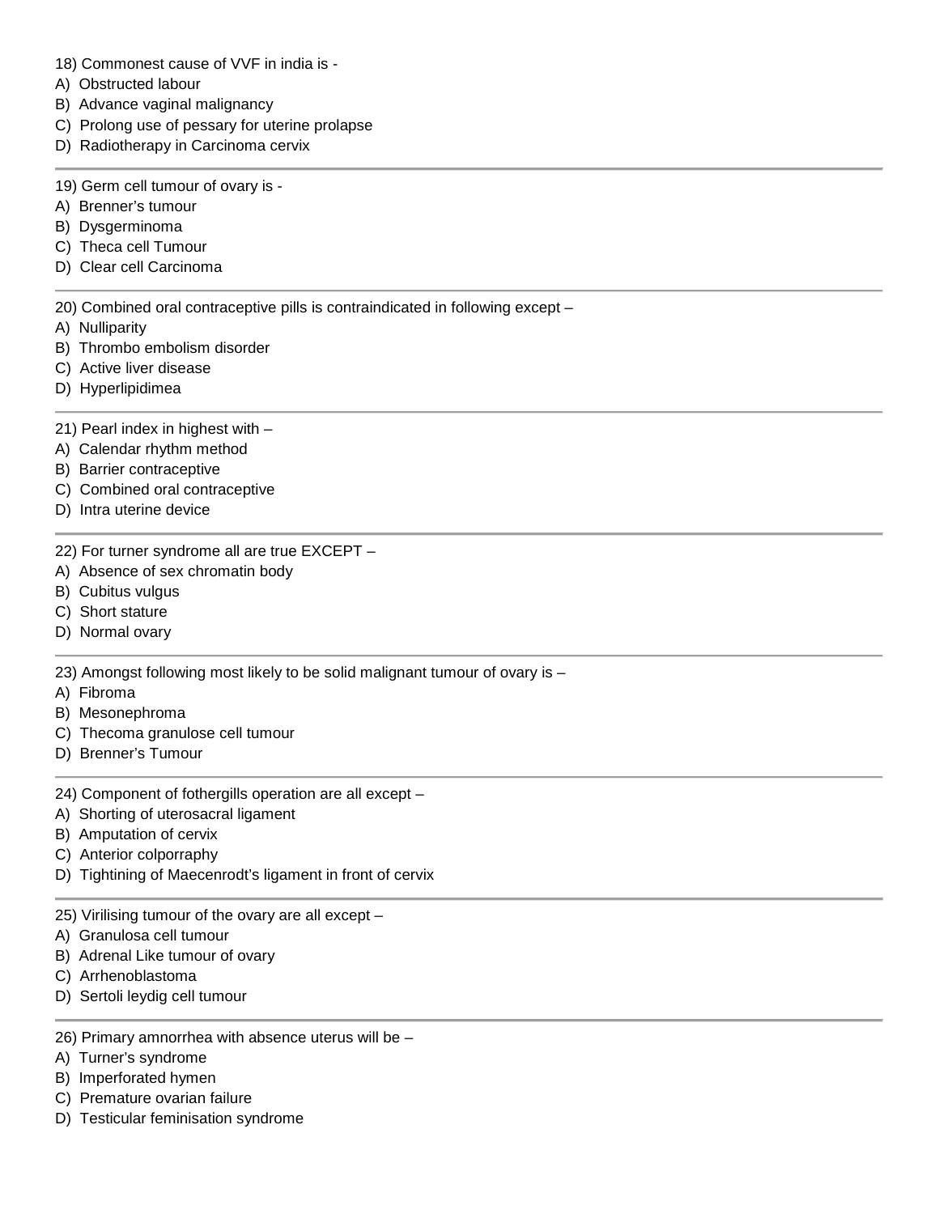18) Commonest cause of VVF in india is -
A) Obstructed labour
B) Advance vaginal malignancy
C) Prolong use of pessary for uterine prolapse
D) Radiotherapy in Carcinoma cervix

---

19) Germ cell tumour of ovary is -
A) Brenner’s tumour
B) Dysgerminoma
C) Theca cell Tumour
D) Clear cell Carcinoma

---

20) Combined oral contraceptive pills is contraindicated in following except –
A) Nulliparity
B) Thrombo embolism disorder
C) Active liver disease
D) Hyperlipidimea

---

21) Pearl index in highest with –
A) Calendar rhythm method
B) Barrier contraceptive
C) Combined oral contraceptive
D) Intra uterine device

---

22) For turner syndrome all are true EXCEPT –
A) Absence of sex chromatin body
B) Cubitus vulgus
C) Short stature
D) Normal ovary

---

23) Amongst following most likely to be solid malignant tumour of ovary is –
A) Fibroma
B) Mesonephroma
C) Thecoma granulose cell tumour
D) Brenner’s Tumour

---

24) Component of fothergills operation are all except –
A) Shorting of uterosacral ligament
B) Amputation of cervix
C) Anterior colporraphy
D) Tightining of Maecenrodt’s ligament in front of cervix

---

25) Virilising tumour of the ovary are all except –
A) Granulosa cell tumour
B) Adrenal Like tumour of ovary
C) Arrhenoblastoma
D) Sertoli leydig cell tumour

---

26) Primary amnorrhea with absence uterus will be –
A) Turner’s syndrome
B) Imperforated hymen
C) Premature ovarian failure
D) Testicular feminisation syndrome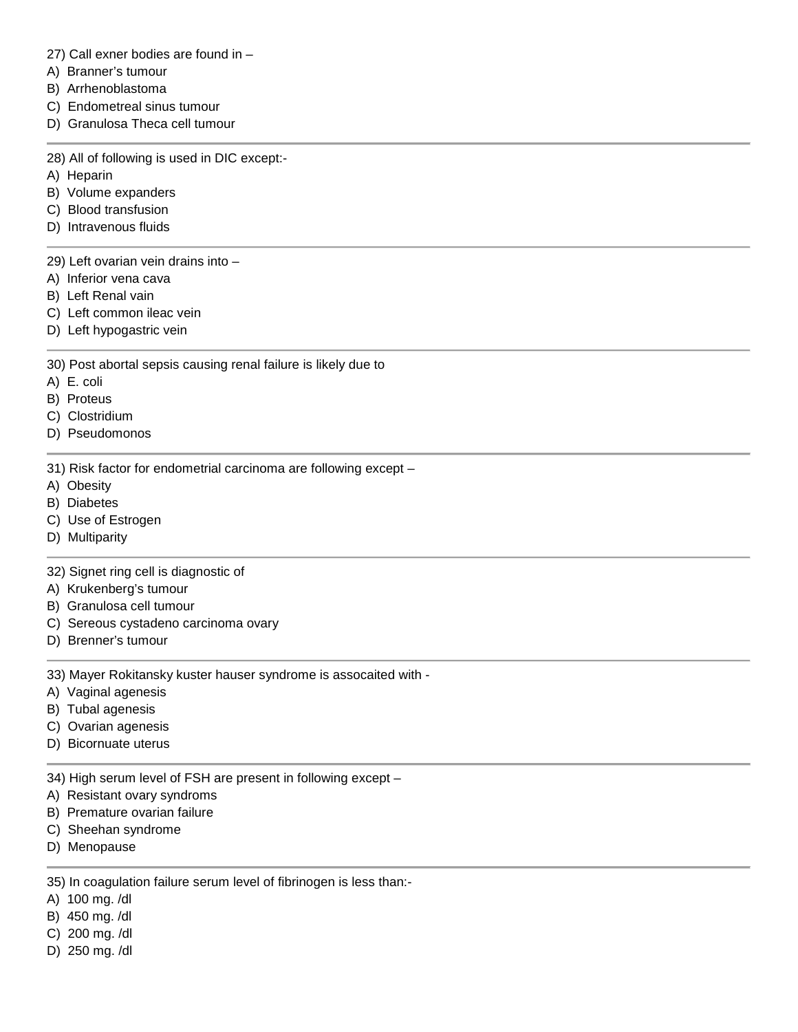27) Call exner bodies are found in –
A) Branner's tumour
B) Arrhenoblastoma
C) Endometreal sinus tumour
D) Granulosa Theca cell tumour

---

28) All of following is used in DIC except:-
A) Heparin
B) Volume expanders
C) Blood transfusion
D) Intravenous fluids

---

29) Left ovarian vein drains into –
A) Inferior vena cava
B) Left Renal vain
C) Left common ileac vein
D) Left hypogastric vein

---

30) Post abortal sepsis causing renal failure is likely due to
A) E. coli
B) Proteus
C) Clostridium
D) Pseudomonos

---

31) Risk factor for endometrial carcinoma are following except –
A) Obesity
B) Diabetes
C) Use of Estrogen
D) Multiparity

---

32) Signet ring cell is diagnostic of
A) Krukenberg's tumour
B) Granulosa cell tumour
C) Sereous cystadeno carcinoma ovary
D) Brenner's tumour

---

33) Mayer Rokitansky kuster hauser syndrome is assocaited with -
A) Vaginal agenesis
B) Tubal agenesis
C) Ovarian agenesis
D) Bicornuate uterus

---

34) High serum level of FSH are present in following except –
A) Resistant ovary syndroms
B) Premature ovarian failure
C) Sheehan syndrome
D) Menopause

---

35) In coagulation failure serum level of fibrinogen is less than:-
A) 100 mg. /dl
B) 450 mg. /dl
C) 200 mg. /dl
D) 250 mg. /dl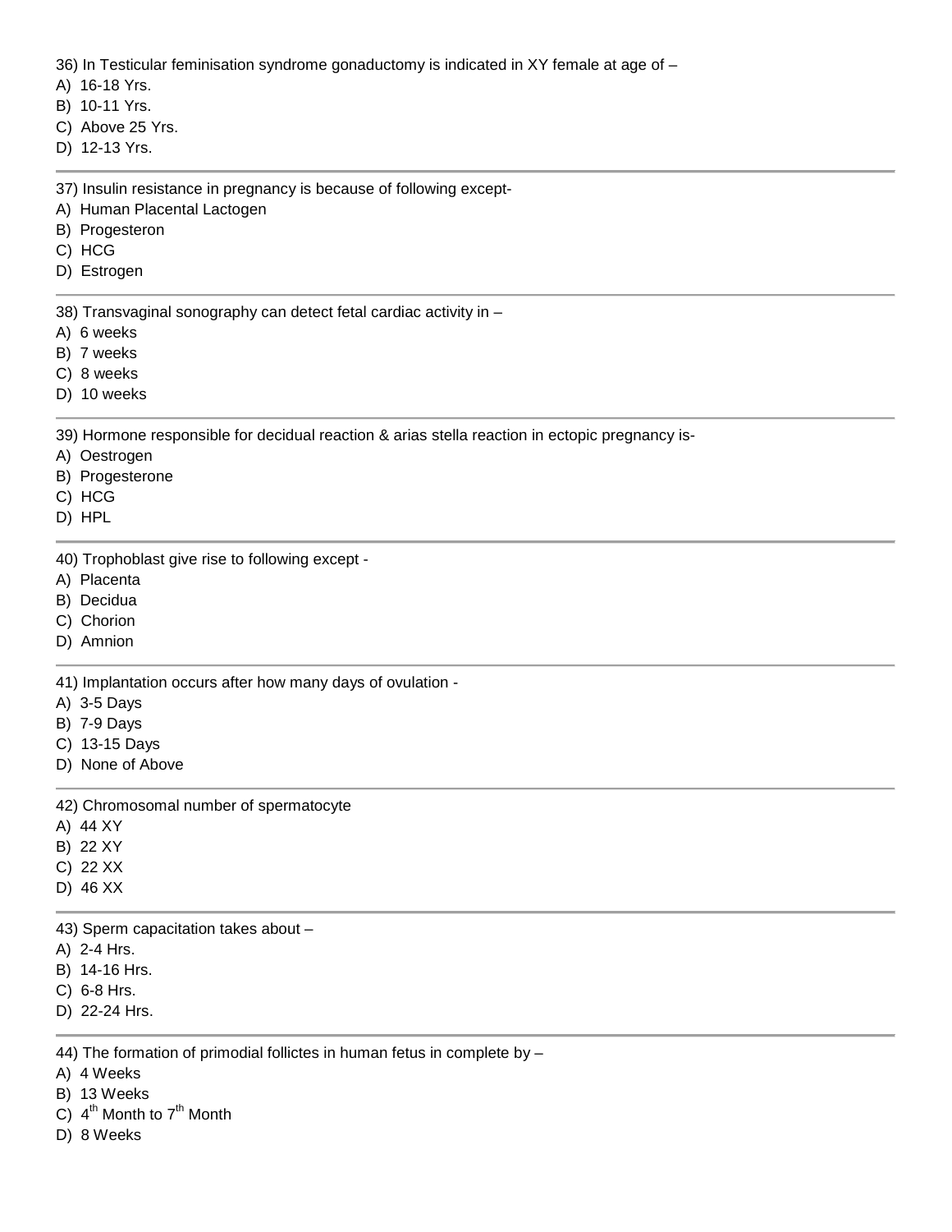36) In Testicular feminisation syndrome gonaductomy is indicated in XY female at age of –

A) 16-18 Yrs.
B) 10-11 Yrs.
C) Above 25 Yrs.
D) 12-13 Yrs.

---

37) Insulin resistance in pregnancy is because of following except-

A) Human Placental Lactogen
B) Progesteron
C) HCG
D) Estrogen

---

38) Transvaginal sonography can detect fetal cardiac activity in –

A) 6 weeks
B) 7 weeks
C) 8 weeks
D) 10 weeks

---

39) Hormone responsible for decidual reaction & arias stella reaction in ectopic pregnancy is-

A) Oestrogen
B) Progesterone
C) HCG
D) HPL

---

40) Trophoblast give rise to following except -

A) Placenta
B) Decidua
C) Chorion
D) Amnion

---

41) Implantation occurs after how many days of ovulation -

A) 3-5 Days
B) 7-9 Days
C) 13-15 Days
D) None of Above

---

42) Chromosomal number of spermatocyte

A) 44 XY
B) 22 XY
C) 22 XX
D) 46 XX

---

43) Sperm capacitation takes about –

A) 2-4 Hrs.
B) 14-16 Hrs.
C) 6-8 Hrs.
D) 22-24 Hrs.

---

44) The formation of primodial follictes in human fetus in complete by –

A) 4 Weeks
B) 13 Weeks
C) $4^{th}$ Month to $7^{th}$ Month
D) 8 Weeks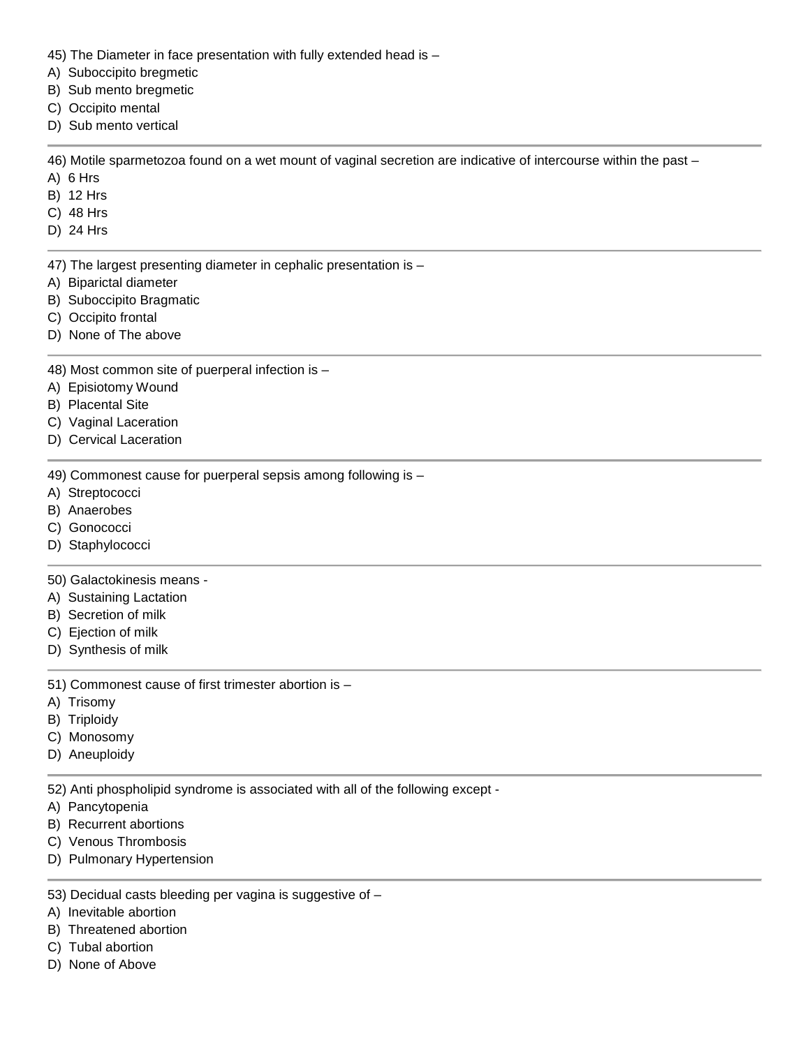45) The Diameter in face presentation with fully extended head is –
A) Suboccipito bregmetic
B) Sub mento bregmetic
C) Occipito mental
D) Sub mento vertical

---

46) Motile sparmetozoa found on a wet mount of vaginal secretion are indicative of intercourse within the past –
A) 6 Hrs
B) 12 Hrs
C) 48 Hrs
D) 24 Hrs

---

47) The largest presenting diameter in cephalic presentation is –
A) Biparictal diameter
B) Suboccipito Bragmatic
C) Occipito frontal
D) None of The above

---

48) Most common site of puerperal infection is –
A) Episiotomy Wound
B) Placental Site
C) Vaginal Laceration
D) Cervical Laceration

---

49) Commonest cause for puerperal sepsis among following is –
A) Streptococci
B) Anaerobes
C) Gonococci
D) Staphylococci

---

50) Galactokinesis means -
A) Sustaining Lactation
B) Secretion of milk
C) Ejection of milk
D) Synthesis of milk

---

51) Commonest cause of first trimester abortion is –
A) Trisomy
B) Triploidy
C) Monosomy
D) Aneuploidy

---

52) Anti phospholipid syndrome is associated with all of the following except -
A) Pancytopenia
B) Recurrent abortions
C) Venous Thrombosis
D) Pulmonary Hypertension

---

53) Decidual casts bleeding per vagina is suggestive of –
A) Inevitable abortion
B) Threatened abortion
C) Tubal abortion
D) None of Above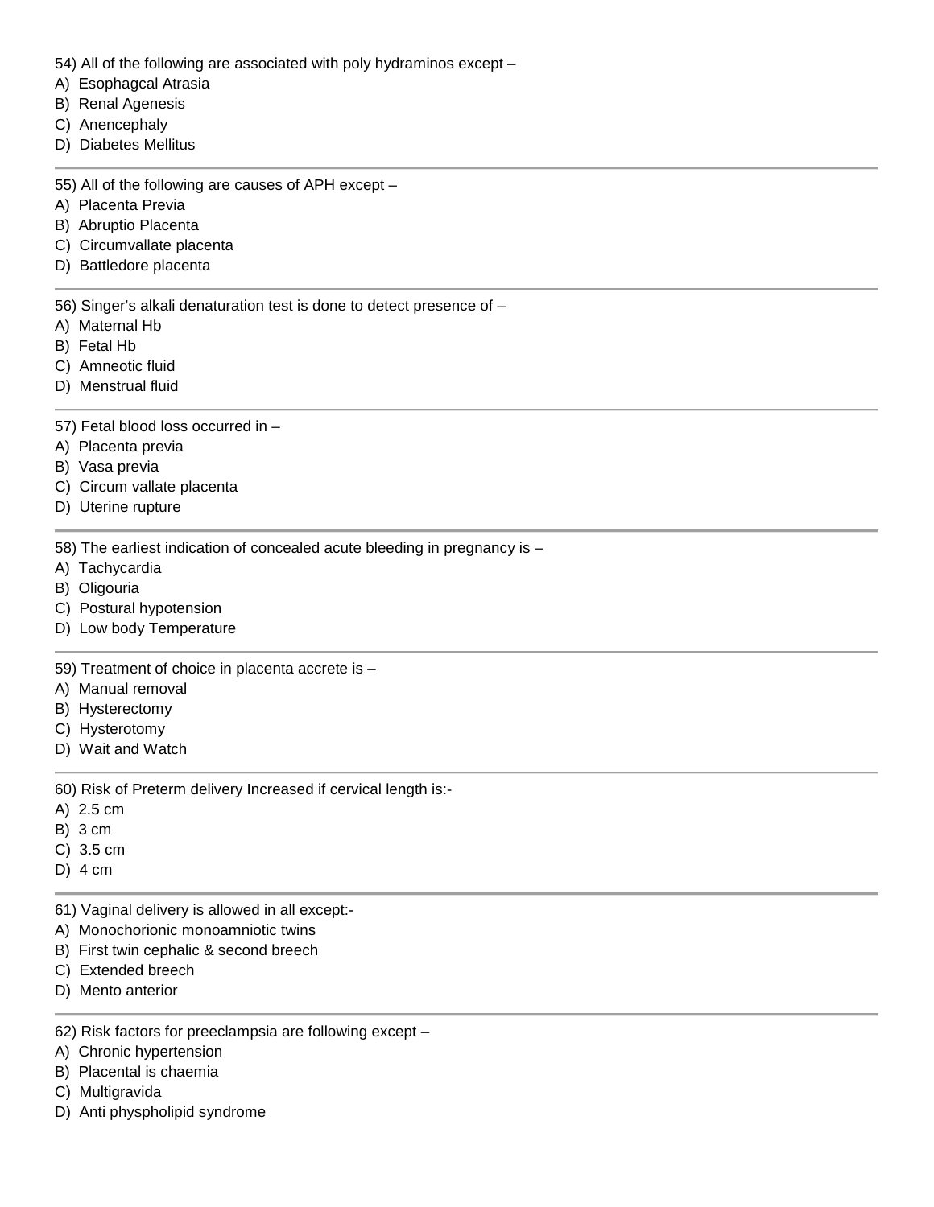54) All of the following are associated with poly hydraminos except –
A) Esophagcal Atrasia
B) Renal Agenesis
C) Anencephaly
D) Diabetes Mellitus

---

55) All of the following are causes of APH except –
A) Placenta Previa
B) Abruptio Placenta
C) Circumvallate placenta
D) Battledore placenta

---

56) Singer's alkali denaturation test is done to detect presence of –
A) Maternal Hb
B) Fetal Hb
C) Amneotic fluid
D) Menstrual fluid

---

57) Fetal blood loss occurred in –
A) Placenta previa
B) Vasa previa
C) Circum vallate placenta
D) Uterine rupture

---

58) The earliest indication of concealed acute bleeding in pregnancy is –
A) Tachycardia
B) Oligouria
C) Postural hypotension
D) Low body Temperature

---

59) Treatment of choice in placenta accrete is –
A) Manual removal
B) Hysterectomy
C) Hysterotomy
D) Wait and Watch

---

60) Risk of Preterm delivery Increased if cervical length is:-
A) 2.5 cm
B) 3 cm
C) 3.5 cm
D) 4 cm

---

61) Vaginal delivery is allowed in all except:-
A) Monochorionic monoamniotic twins
B) First twin cephalic & second breech
C) Extended breech
D) Mento anterior

---

62) Risk factors for preeclampsia are following except –
A) Chronic hypertension
B) Placental is chaemia
C) Multigravida
D) Anti physpholipid syndrome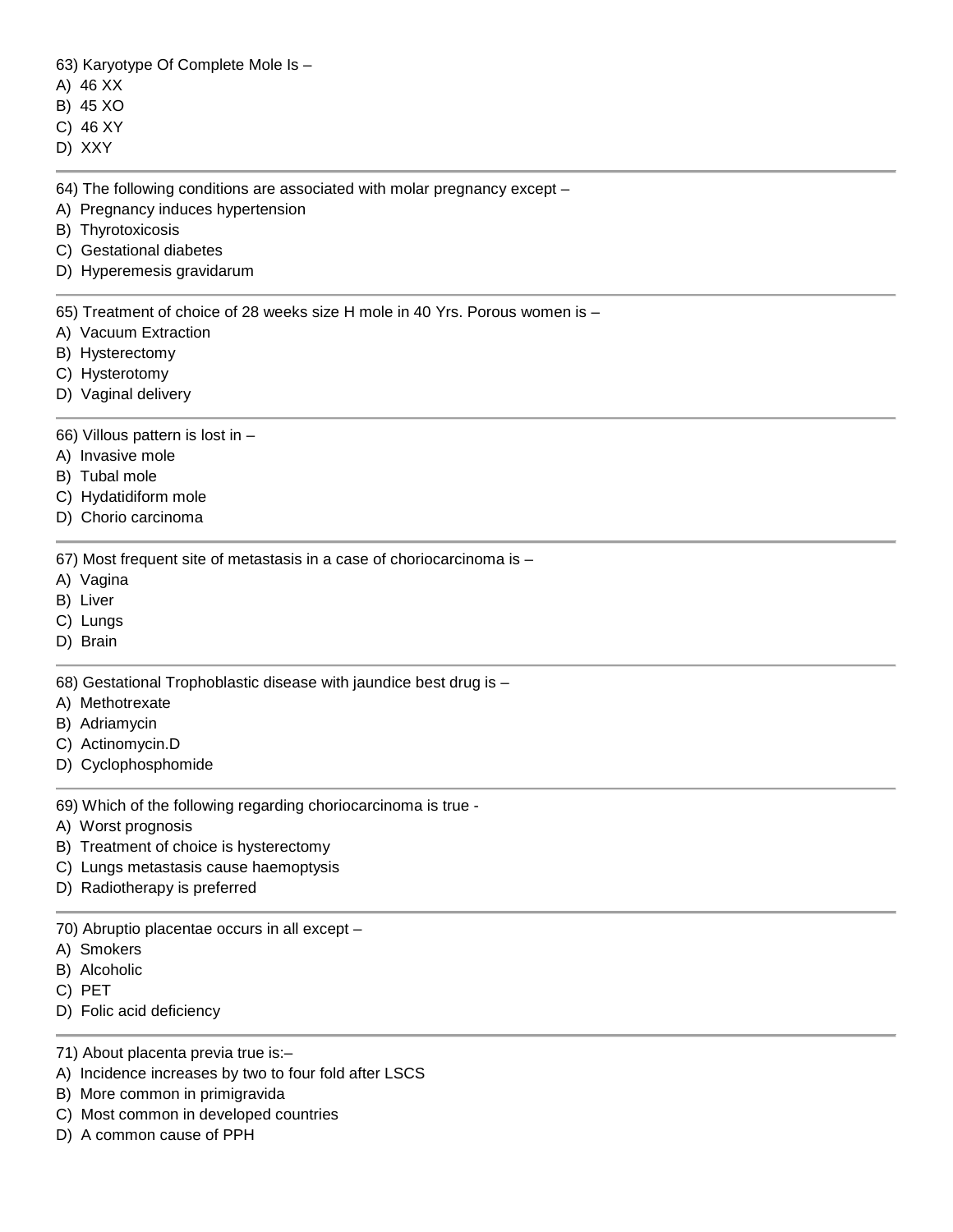63) Karyotype Of Complete Mole Is –
A) 46 XX
B) 45 XO
C) 46 XY
D) XXY

---

64) The following conditions are associated with molar pregnancy except –
A) Pregnancy induces hypertension
B) Thyrotoxicosis
C) Gestational diabetes
D) Hyperemesis gravidarum

---

65) Treatment of choice of 28 weeks size H mole in 40 Yrs. Porous women is –
A) Vacuum Extraction
B) Hysterectomy
C) Hysterotomy
D) Vaginal delivery

---

66) Villous pattern is lost in –
A) Invasive mole
B) Tubal mole
C) Hydatidiform mole
D) Chorio carcinoma

---

67) Most frequent site of metastasis in a case of choriocarcinoma is –
A) Vagina
B) Liver
C) Lungs
D) Brain

---

68) Gestational Trophoblastic disease with jaundice best drug is –
A) Methotrexate
B) Adriamycin
C) Actinomycin.D
D) Cyclophosphomide

---

69) Which of the following regarding choriocarcinoma is true -
A) Worst prognosis
B) Treatment of choice is hysterectomy
C) Lungs metastasis cause haemoptysis
D) Radiotherapy is preferred

---

70) Abruptio placentae occurs in all except –
A) Smokers
B) Alcoholic
C) PET
D) Folic acid deficiency

---

71) About placenta previa true is:–
A) Incidence increases by two to four fold after LSCS
B) More common in primigravida
C) Most common in developed countries
D) A common cause of PPH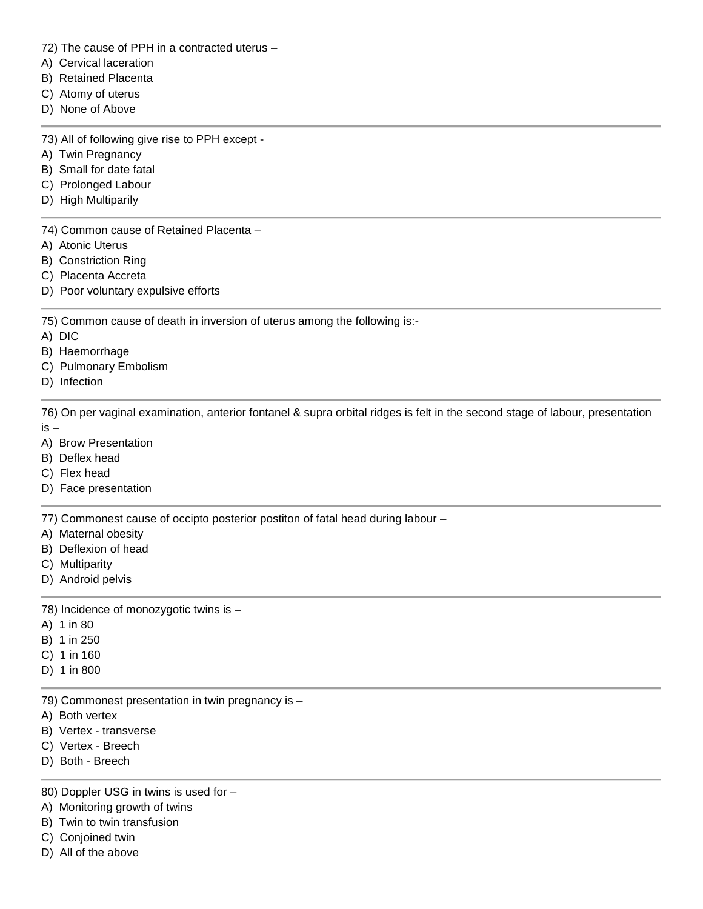72) The cause of PPH in a contracted uterus –
A) Cervical laceration
B) Retained Placenta
C) Atomy of uterus
D) None of Above

---

73) All of following give rise to PPH except -
A) Twin Pregnancy
B) Small for date fatal
C) Prolonged Labour
D) High Multiparily

---

74) Common cause of Retained Placenta –
A) Atonic Uterus
B) Constriction Ring
C) Placenta Accreta
D) Poor voluntary expulsive efforts

---

75) Common cause of death in inversion of uterus among the following is:-
A) DIC
B) Haemorrhage
C) Pulmonary Embolism
D) Infection

---

76) On per vaginal examination, anterior fontanel & supra orbital ridges is felt in the second stage of labour, presentation is –
A) Brow Presentation
B) Deflex head
C) Flex head
D) Face presentation

---

77) Commonest cause of occipto posterior postiton of fatal head during labour –
A) Maternal obesity
B) Deflexion of head
C) Multiparity
D) Android pelvis

---

78) Incidence of monozygotic twins is –
A) 1 in 80
B) 1 in 250
C) 1 in 160
D) 1 in 800

---

79) Commonest presentation in twin pregnancy is –
A) Both vertex
B) Vertex - transverse
C) Vertex - Breech
D) Both - Breech

---

80) Doppler USG in twins is used for –
A) Monitoring growth of twins
B) Twin to twin transfusion
C) Conjoined twin
D) All of the above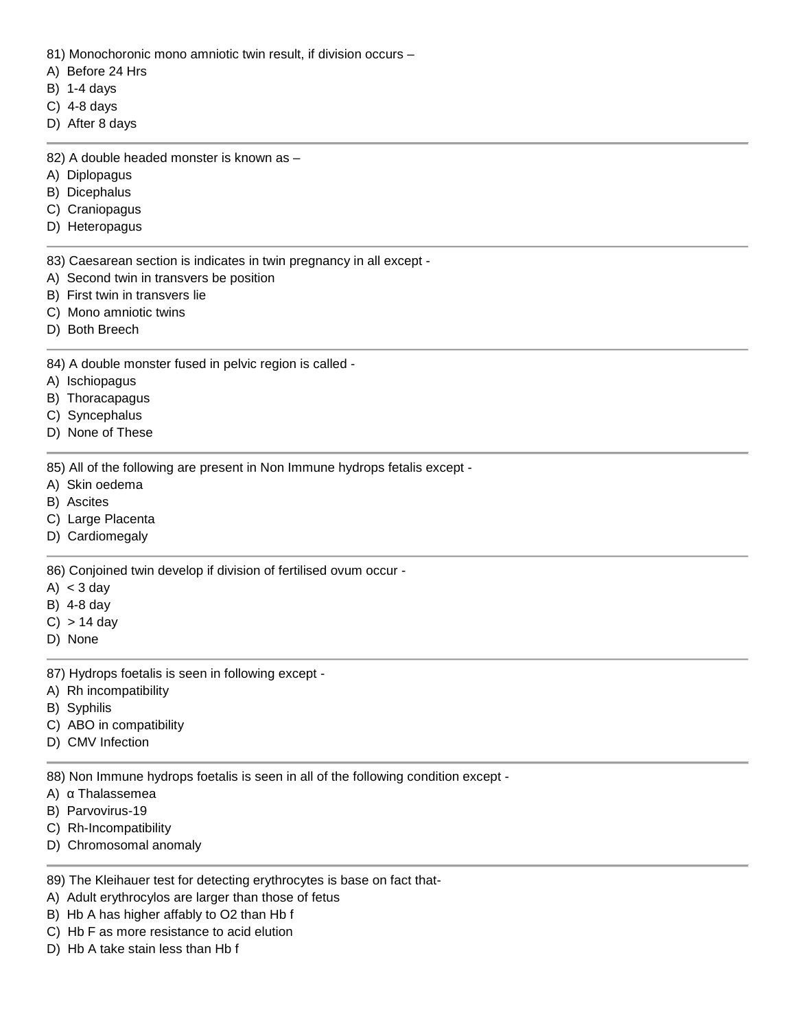81) Monochoronic mono amniotic twin result, if division occurs –
A) Before 24 Hrs
B) 1-4 days
C) 4-8 days
D) After 8 days

---

82) A double headed monster is known as –
A) Diplopagus
B) Dicephalus
C) Craniopagus
D) Heteropagus

---

83) Caesarean section is indicates in twin pregnancy in all except -
A) Second twin in transvers be position
B) First twin in transvers lie
C) Mono amniotic twins
D) Both Breech

---

84) A double monster fused in pelvic region is called -
A) Ischiopagus
B) Thoracapagus
C) Syncephalus
D) None of These

---

85) All of the following are present in Non Immune hydrops fetalis except -
A) Skin oedema
B) Ascites
C) Large Placenta
D) Cardiomegaly

---

86) Conjoined twin develop if division of fertilised ovum occur -
A) < 3 day
B) 4-8 day
C) > 14 day
D) None

---

87) Hydrops foetalis is seen in following except -
A) Rh incompatibility
B) Syphilis
C) ABO in compatibility
D) CMV Infection

---

88) Non Immune hydrops foetalis is seen in all of the following condition except -
A) α Thalassemea
B) Parvovirus-19
C) Rh-Incompatibility
D) Chromosomal anomaly

---

89) The Kleihauer test for detecting erythrocytes is base on fact that-
A) Adult erythrocylos are larger than those of fetus
B) Hb A has higher affably to O2 than Hb f
C) Hb F as more resistance to acid elution
D) Hb A take stain less than Hb f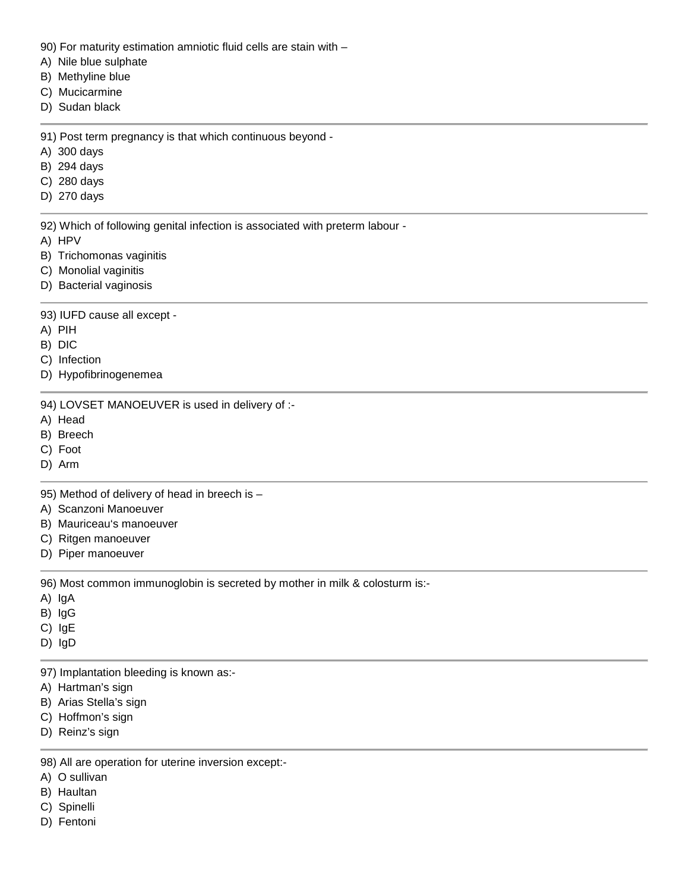90) For maturity estimation amniotic fluid cells are stain with –
A)  Nile blue sulphate
B)  Methyline blue
C)  Mucicarmine
D)  Sudan black

---

91) Post term pregnancy is that which continuous beyond -
A)  300 days
B)  294 days
C)  280 days
D)  270 days

---

92) Which of following genital infection is associated with preterm labour -
A)  HPV
B)  Trichomonas vaginitis
C)  Monolial vaginitis
D)  Bacterial vaginosis

---

93) IUFD cause all except -
A)  PIH
B)  DIC
C)  Infection
D)  Hypofibrinogenemea

---

94) LOVSET MANOEUVER is used in delivery of :-
A)  Head
B)  Breech
C)  Foot
D)  Arm

---

95) Method of delivery of head in breech is –
A)  Scanzoni Manoeuver
B)  Mauriceau's manoeuver
C)  Ritgen manoeuver
D)  Piper manoeuver

---

96) Most common immunoglobin is secreted by mother in milk & colosturm is:-
A)  IgA
B)  IgG
C)  IgE
D)  IgD

---

97) Implantation bleeding is known as:-
A)  Hartman's sign
B)  Arias Stella's sign
C)  Hoffmon's sign
D)  Reinz's sign

---

98) All are operation for uterine inversion except:-
A)  O sullivan
B)  Haultan
C)  Spinelli
D)  Fentoni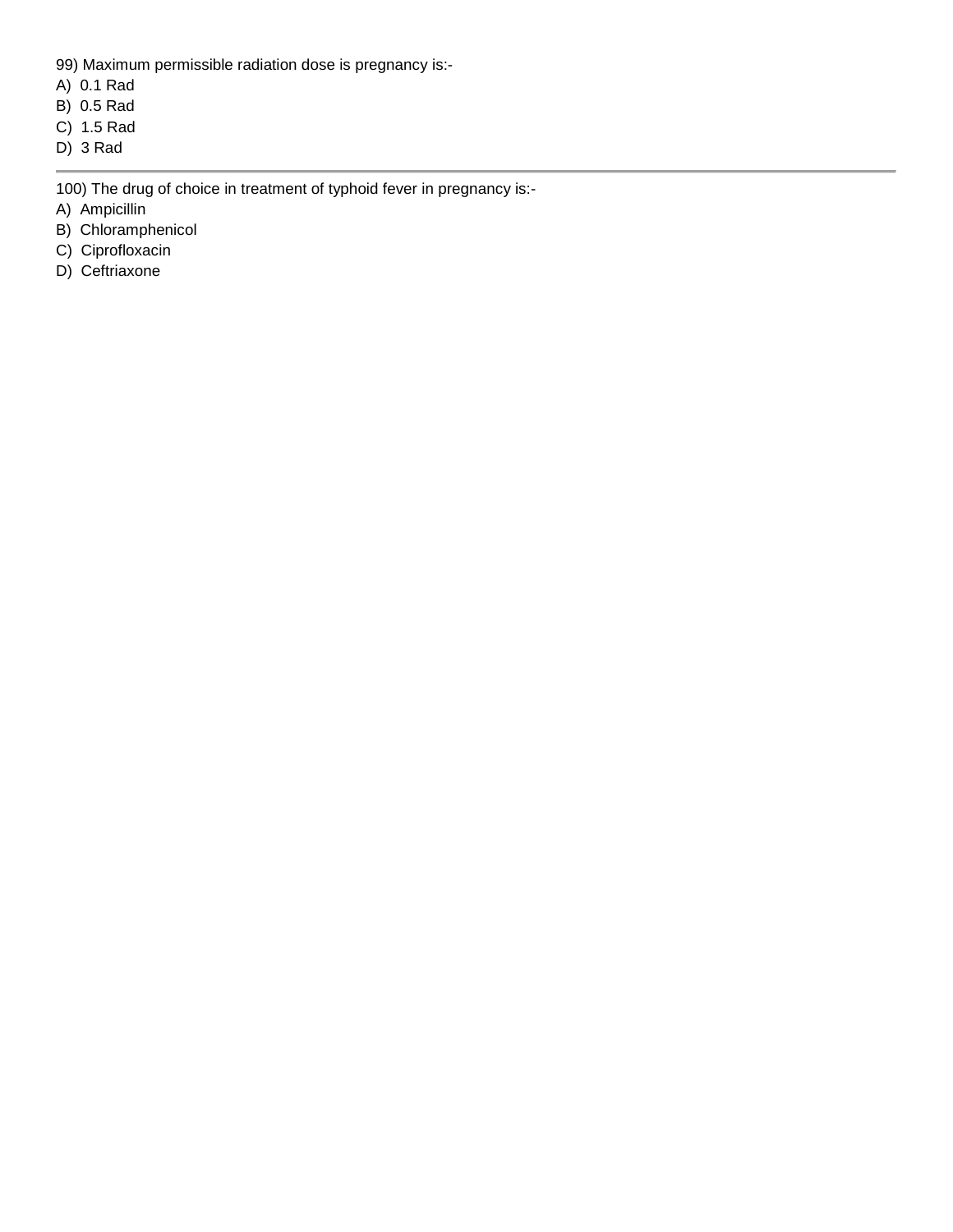99) Maximum permissible radiation dose is pregnancy is:-

A)  0.1 Rad

B)  0.5 Rad

C)  1.5 Rad

D)  3 Rad

---

100) The drug of choice in treatment of typhoid fever in pregnancy is:-

A)  Ampicillin

B)  Chloramphenicol

C)  Ciprofloxacin

D)  Ceftriaxone